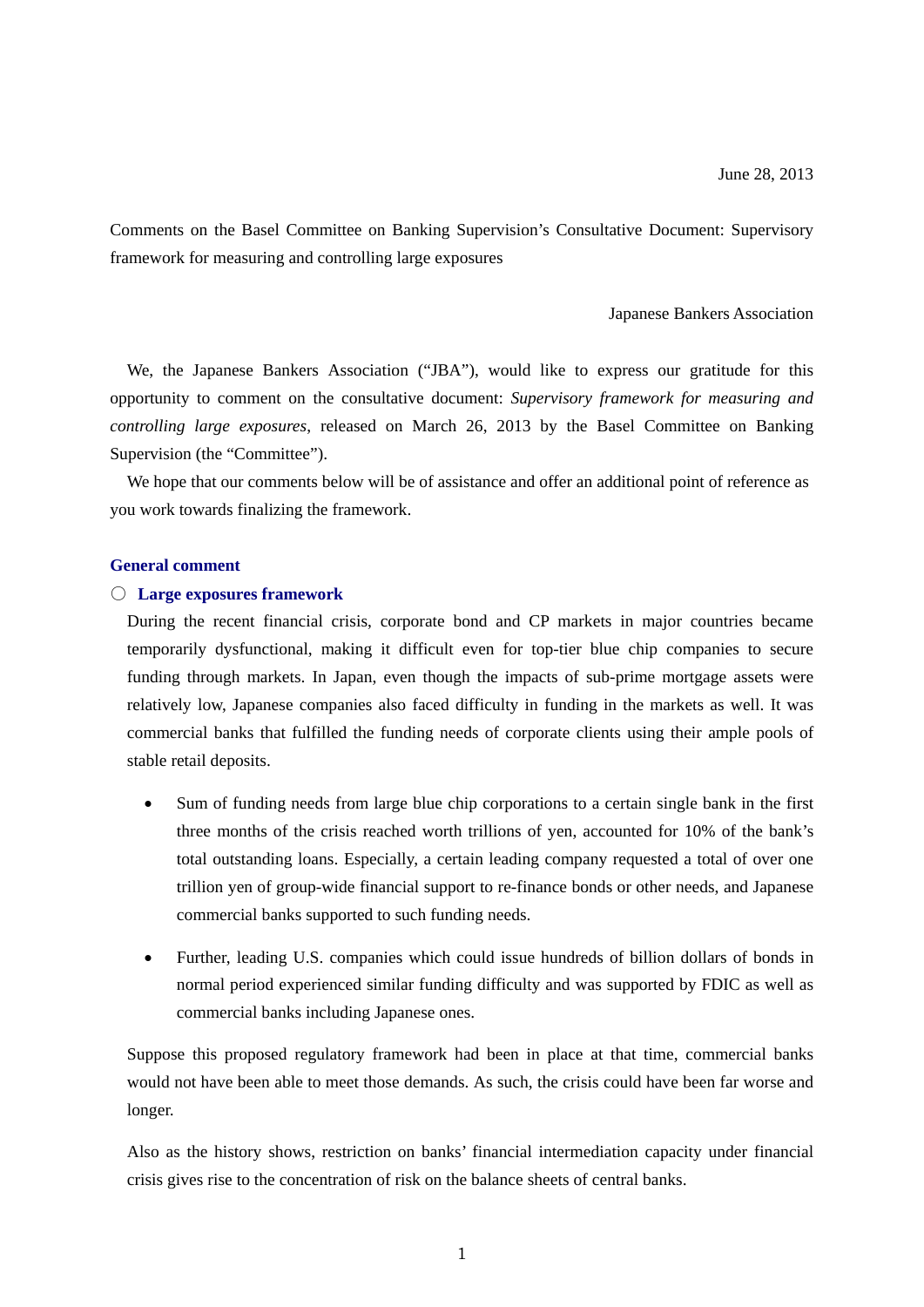June 28, 2013

Comments on the Basel Committee on Banking Supervision's Consultative Document: Supervisory framework for measuring and controlling large exposures

Japanese Bankers Association

We, the Japanese Bankers Association ("JBA"), would like to express our gratitude for this opportunity to comment on the consultative document: *Supervisory framework for measuring and controlling large exposures*, released on March 26, 2013 by the Basel Committee on Banking Supervision (the "Committee").

We hope that our comments below will be of assistance and offer an additional point of reference as you work towards finalizing the framework.

## General comment

### ○ Large exposures framework

During the recent financial crisis, corporate bond and CP markets in major countries became temporarily dysfunctional, making it difficult even for top-tier blue chip companies to secure funding through markets. In Japan, even though the impacts of sub-prime mortgage assets were relatively low, Japanese companies also faced difficulty in funding in the markets as well. It was commercial banks that fulfilled the funding needs of corporate clients using their ample pools of stable retail deposits.

- Sum of funding needs from large blue chip corporations to a certain single bank in the first three months of the crisis reached worth trillions of yen, accounted for 10% of the bank's total outstanding loans. Especially, a certain leading company requested a total of over one trillion yen of group-wide financial support to re-finance bonds or other needs, and Japanese commercial banks supported to such funding needs.

- Further, leading U.S. companies which could issue hundreds of billion dollars of bonds in normal period experienced similar funding difficulty and was supported by FDIC as well as commercial banks including Japanese ones.

Suppose this proposed regulatory framework had been in place at that time, commercial banks would not have been able to meet those demands. As such, the crisis could have been far worse and longer.

Also as the history shows, restriction on banks' financial intermediation capacity under financial crisis gives rise to the concentration of risk on the balance sheets of central banks.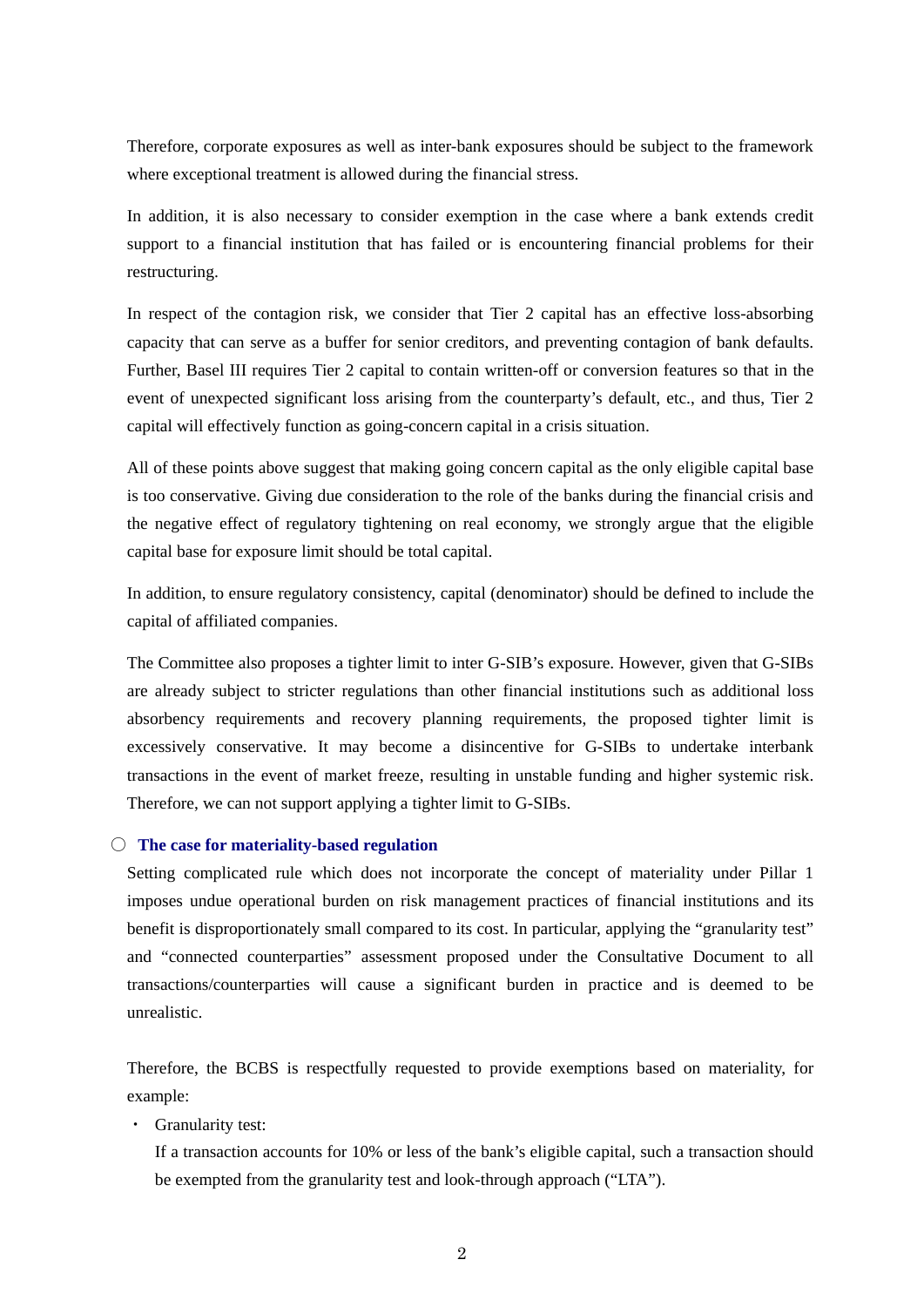Therefore, corporate exposures as well as inter-bank exposures should be subject to the framework where exceptional treatment is allowed during the financial stress.

In addition, it is also necessary to consider exemption in the case where a bank extends credit support to a financial institution that has failed or is encountering financial problems for their restructuring.

In respect of the contagion risk, we consider that Tier 2 capital has an effective loss-absorbing capacity that can serve as a buffer for senior creditors, and preventing contagion of bank defaults. Further, Basel III requires Tier 2 capital to contain written-off or conversion features so that in the event of unexpected significant loss arising from the counterparty's default, etc., and thus, Tier 2 capital will effectively function as going-concern capital in a crisis situation.

All of these points above suggest that making going concern capital as the only eligible capital base is too conservative. Giving due consideration to the role of the banks during the financial crisis and the negative effect of regulatory tightening on real economy, we strongly argue that the eligible capital base for exposure limit should be total capital.

In addition, to ensure regulatory consistency, capital (denominator) should be defined to include the capital of affiliated companies.

The Committee also proposes a tighter limit to inter G-SIB's exposure. However, given that G-SIBs are already subject to stricter regulations than other financial institutions such as additional loss absorbency requirements and recovery planning requirements, the proposed tighter limit is excessively conservative. It may become a disincentive for G-SIBs to undertake interbank transactions in the event of market freeze, resulting in unstable funding and higher systemic risk. Therefore, we can not support applying a tighter limit to G-SIBs.

○ **The case for materiality-based regulation**

Setting complicated rule which does not incorporate the concept of materiality under Pillar 1 imposes undue operational burden on risk management practices of financial institutions and its benefit is disproportionately small compared to its cost. In particular, applying the "granularity test" and "connected counterparties" assessment proposed under the Consultative Document to all transactions/counterparties will cause a significant burden in practice and is deemed to be unrealistic.

Therefore, the BCBS is respectfully requested to provide exemptions based on materiality, for example:

- Granularity test:
  If a transaction accounts for 10% or less of the bank's eligible capital, such a transaction should be exempted from the granularity test and look-through approach ("LTA").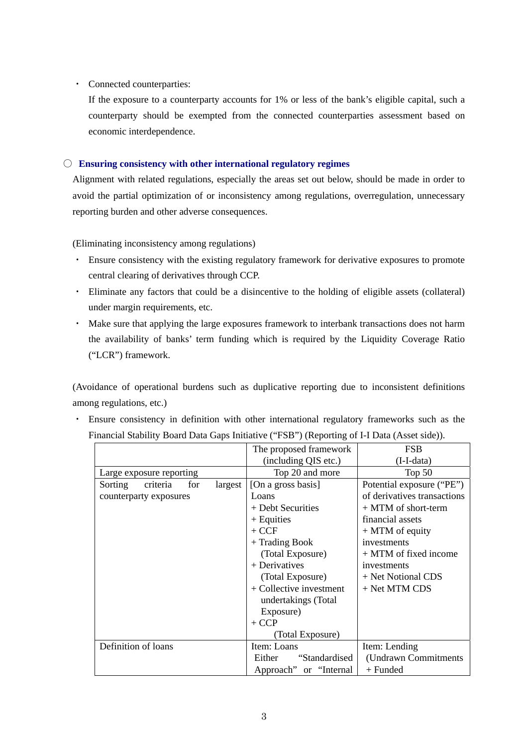- Connected counterparties:
  If the exposure to a counterparty accounts for 1% or less of the bank's eligible capital, such a counterparty should be exempted from the connected counterparties assessment based on economic interdependence.

○ **Ensuring consistency with other international regulatory regimes**

Alignment with related regulations, especially the areas set out below, should be made in order to avoid the partial optimization of or inconsistency among regulations, overregulation, unnecessary reporting burden and other adverse consequences.

(Eliminating inconsistency among regulations)

- Ensure consistency with the existing regulatory framework for derivative exposures to promote central clearing of derivatives through CCP.
- Eliminate any factors that could be a disincentive to the holding of eligible assets (collateral) under margin requirements, etc.
- Make sure that applying the large exposures framework to interbank transactions does not harm the availability of banks' term funding which is required by the Liquidity Coverage Ratio ("LCR") framework.

(Avoidance of operational burdens such as duplicative reporting due to inconsistent definitions among regulations, etc.)

- Ensure consistency in definition with other international regulatory frameworks such as the Financial Stability Board Data Gaps Initiative ("FSB") (Reporting of I-I Data (Asset side)).

| | The proposed framework (including QIS etc.) | FSB (I-I-data) |
|---|---|---|
| Large exposure reporting | Top 20 and more | Top 50 |
| Sorting criteria for largest counterparty exposures | [On a gross basis]<br>Loans<br>+ Debt Securities<br>+ Equities<br>+ CCF<br>+ Trading Book (Total Exposure)<br>+ Derivatives (Total Exposure)<br>+ Collective investment undertakings (Total Exposure)<br>+ CCP (Total Exposure) | Potential exposure ("PE") of derivatives transactions<br>+ MTM of short-term financial assets<br>+ MTM of equity investments<br>+ MTM of fixed income investments<br>+ Net Notional CDS<br>+ Net MTM CDS |
| Definition of loans | Item: Loans<br>Either "Standardised Approach" or "Internal | Item: Lending<br>(Undrawn Commitments<br>+ Funded |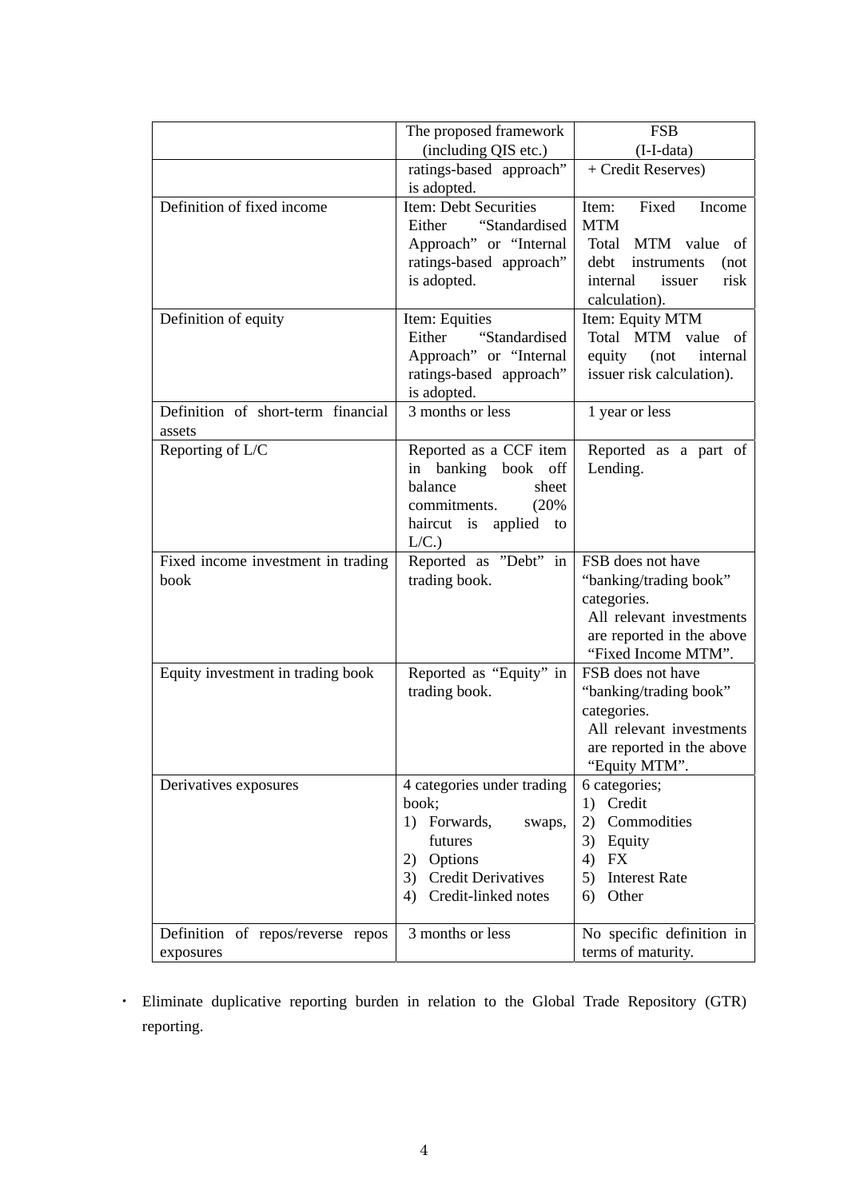| | The proposed framework (including QIS etc.) | FSB (I-I-data) |
|---|---|---|
| | ratings-based approach" is adopted. | + Credit Reserves) |
| Definition of fixed income | Item: Debt Securities<br>Either "Standardised Approach" or "Internal ratings-based approach" is adopted. | Item: Fixed Income MTM<br>Total MTM value of debt instruments (not internal issuer risk calculation). |
| Definition of equity | Item: Equities<br>Either "Standardised Approach" or "Internal ratings-based approach" is adopted. | Item: Equity MTM<br>Total MTM value of equity (not internal issuer risk calculation). |
| Definition of short-term financial assets | 3 months or less | 1 year or less |
| Reporting of L/C | Reported as a CCF item in banking book off balance sheet commitments. (20% haircut is applied to L/C.) | Reported as a part of Lending. |
| Fixed income investment in trading book | Reported as "Debt" in trading book. | FSB does not have "banking/trading book" categories.<br>All relevant investments are reported in the above "Fixed Income MTM". |
| Equity investment in trading book | Reported as "Equity" in trading book. | FSB does not have "banking/trading book" categories.<br>All relevant investments are reported in the above "Equity MTM". |
| Derivatives exposures | 4 categories under trading book;<br>1) Forwards, swaps, futures<br>2) Options<br>3) Credit Derivatives<br>4) Credit-linked notes | 6 categories;<br>1) Credit<br>2) Commodities<br>3) Equity<br>4) FX<br>5) Interest Rate<br>6) Other |
| Definition of repos/reverse repos exposures | 3 months or less | No specific definition in terms of maturity. |

- Eliminate duplicative reporting burden in relation to the Global Trade Repository (GTR) reporting.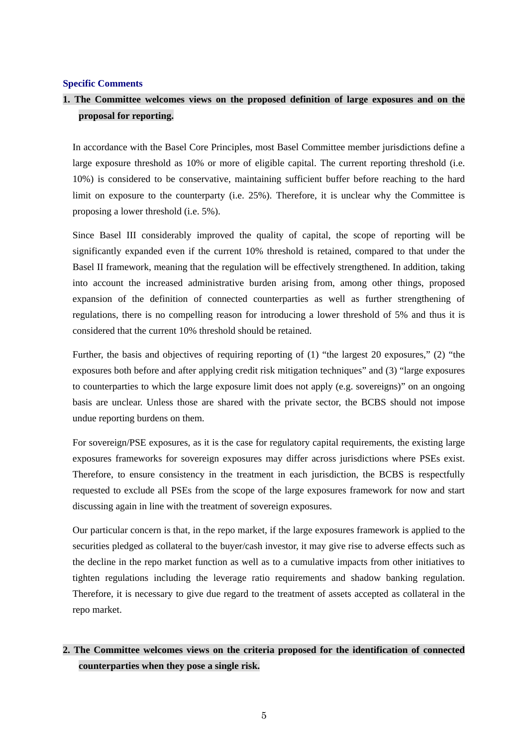### Specific Comments

**1. The Committee welcomes views on the proposed definition of large exposures and on the proposal for reporting.**

In accordance with the Basel Core Principles, most Basel Committee member jurisdictions define a large exposure threshold as 10% or more of eligible capital. The current reporting threshold (i.e. 10%) is considered to be conservative, maintaining sufficient buffer before reaching to the hard limit on exposure to the counterparty (i.e. 25%). Therefore, it is unclear why the Committee is proposing a lower threshold (i.e. 5%).

Since Basel III considerably improved the quality of capital, the scope of reporting will be significantly expanded even if the current 10% threshold is retained, compared to that under the Basel II framework, meaning that the regulation will be effectively strengthened. In addition, taking into account the increased administrative burden arising from, among other things, proposed expansion of the definition of connected counterparties as well as further strengthening of regulations, there is no compelling reason for introducing a lower threshold of 5% and thus it is considered that the current 10% threshold should be retained.

Further, the basis and objectives of requiring reporting of (1) "the largest 20 exposures," (2) "the exposures both before and after applying credit risk mitigation techniques" and (3) "large exposures to counterparties to which the large exposure limit does not apply (e.g. sovereigns)" on an ongoing basis are unclear. Unless those are shared with the private sector, the BCBS should not impose undue reporting burdens on them.

For sovereign/PSE exposures, as it is the case for regulatory capital requirements, the existing large exposures frameworks for sovereign exposures may differ across jurisdictions where PSEs exist. Therefore, to ensure consistency in the treatment in each jurisdiction, the BCBS is respectfully requested to exclude all PSEs from the scope of the large exposures framework for now and start discussing again in line with the treatment of sovereign exposures.

Our particular concern is that, in the repo market, if the large exposures framework is applied to the securities pledged as collateral to the buyer/cash investor, it may give rise to adverse effects such as the decline in the repo market function as well as to a cumulative impacts from other initiatives to tighten regulations including the leverage ratio requirements and shadow banking regulation. Therefore, it is necessary to give due regard to the treatment of assets accepted as collateral in the repo market.

**2. The Committee welcomes views on the criteria proposed for the identification of connected counterparties when they pose a single risk.**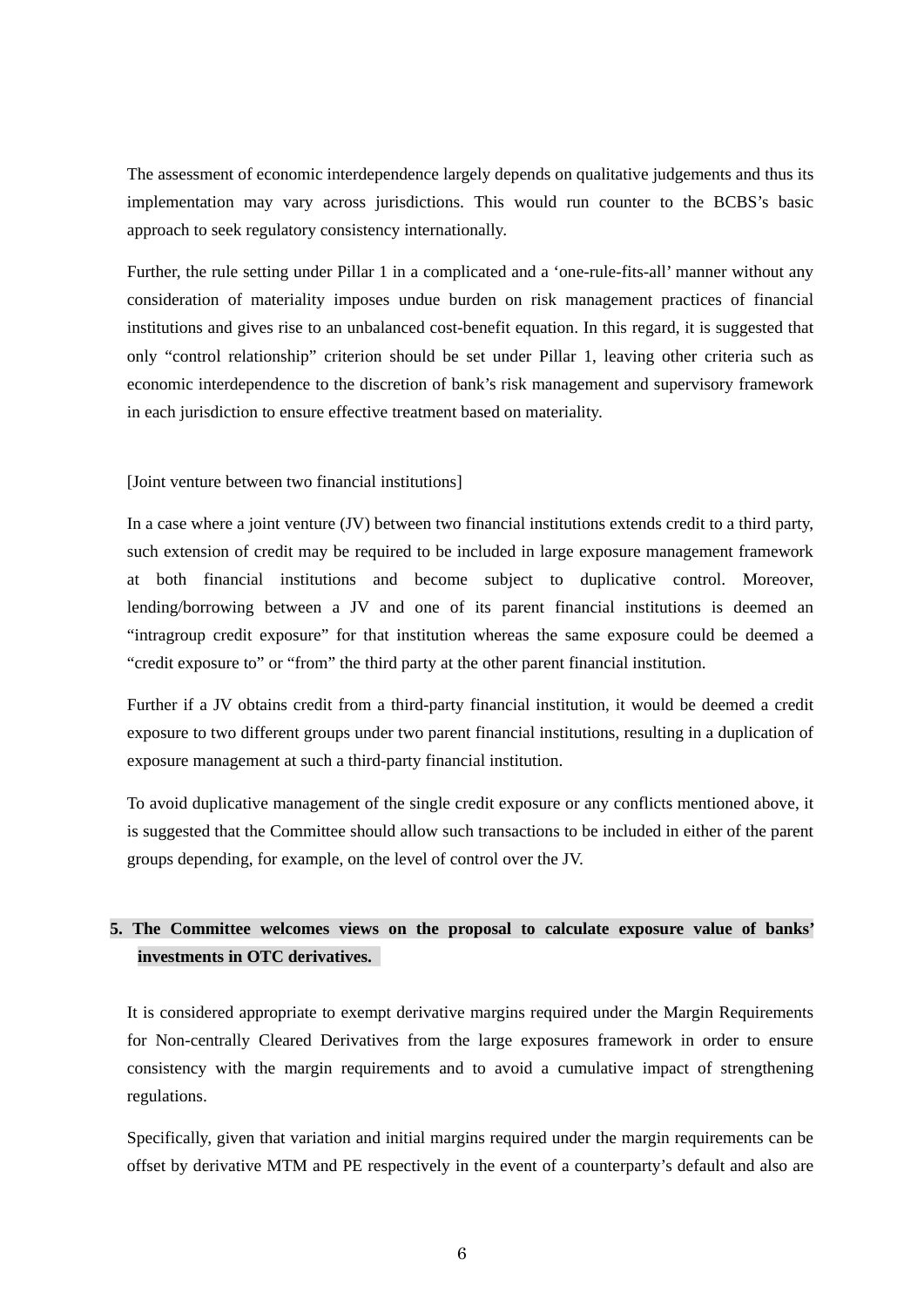The assessment of economic interdependence largely depends on qualitative judgements and thus its implementation may vary across jurisdictions. This would run counter to the BCBS's basic approach to seek regulatory consistency internationally.

Further, the rule setting under Pillar 1 in a complicated and a 'one-rule-fits-all' manner without any consideration of materiality imposes undue burden on risk management practices of financial institutions and gives rise to an unbalanced cost-benefit equation. In this regard, it is suggested that only "control relationship" criterion should be set under Pillar 1, leaving other criteria such as economic interdependence to the discretion of bank's risk management and supervisory framework in each jurisdiction to ensure effective treatment based on materiality.

[Joint venture between two financial institutions]

In a case where a joint venture (JV) between two financial institutions extends credit to a third party, such extension of credit may be required to be included in large exposure management framework at both financial institutions and become subject to duplicative control. Moreover, lending/borrowing between a JV and one of its parent financial institutions is deemed an "intragroup credit exposure" for that institution whereas the same exposure could be deemed a "credit exposure to" or "from" the third party at the other parent financial institution.

Further if a JV obtains credit from a third-party financial institution, it would be deemed a credit exposure to two different groups under two parent financial institutions, resulting in a duplication of exposure management at such a third-party financial institution.

To avoid duplicative management of the single credit exposure or any conflicts mentioned above, it is suggested that the Committee should allow such transactions to be included in either of the parent groups depending, for example, on the level of control over the JV.

**5. The Committee welcomes views on the proposal to calculate exposure value of banks' investments in OTC derivatives.**

It is considered appropriate to exempt derivative margins required under the Margin Requirements for Non-centrally Cleared Derivatives from the large exposures framework in order to ensure consistency with the margin requirements and to avoid a cumulative impact of strengthening regulations.

Specifically, given that variation and initial margins required under the margin requirements can be offset by derivative MTM and PE respectively in the event of a counterparty's default and also are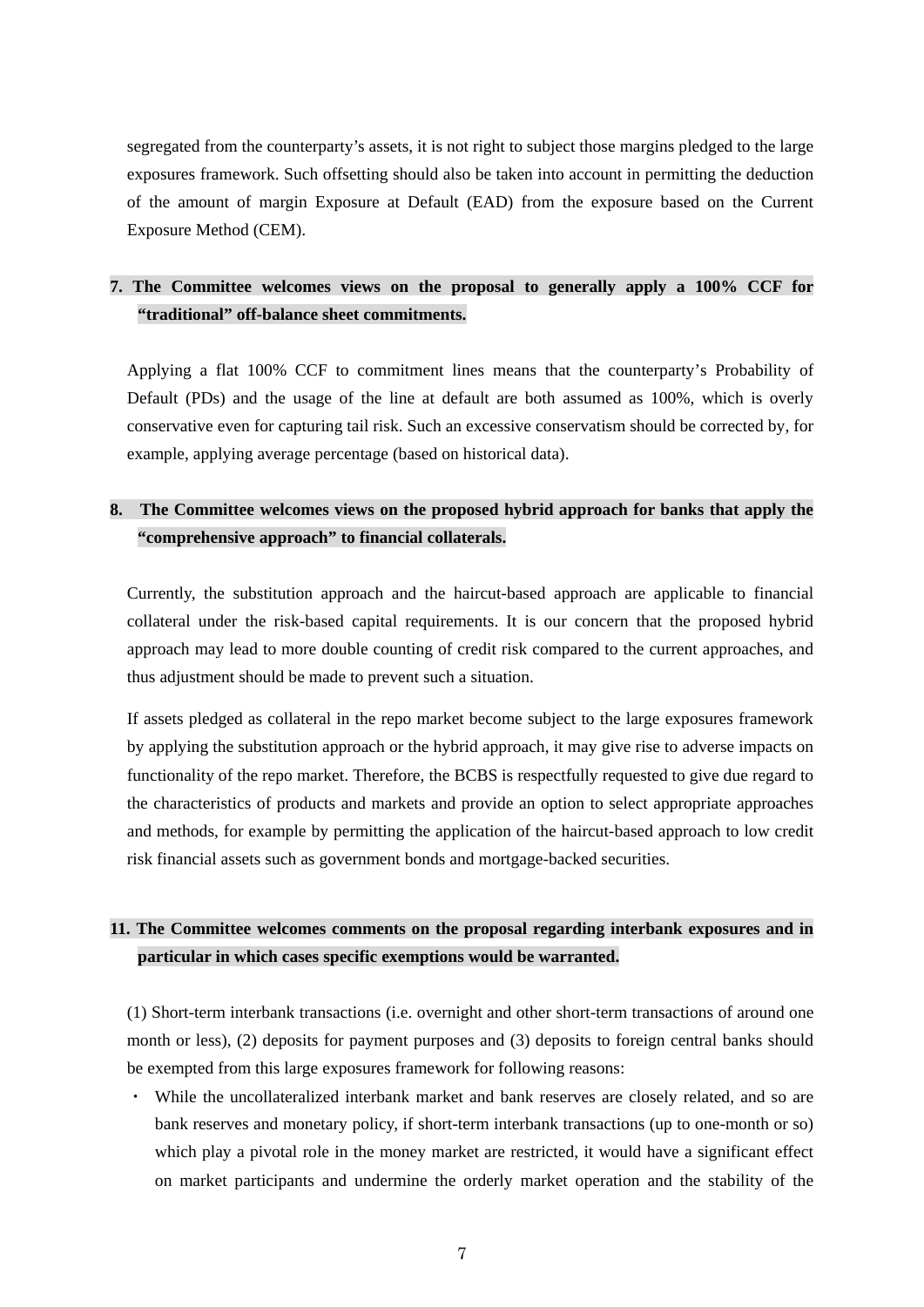segregated from the counterparty's assets, it is not right to subject those margins pledged to the large exposures framework. Such offsetting should also be taken into account in permitting the deduction of the amount of margin Exposure at Default (EAD) from the exposure based on the Current Exposure Method (CEM).

**7. The Committee welcomes views on the proposal to generally apply a 100% CCF for "traditional" off-balance sheet commitments.**

Applying a flat 100% CCF to commitment lines means that the counterparty's Probability of Default (PDs) and the usage of the line at default are both assumed as 100%, which is overly conservative even for capturing tail risk. Such an excessive conservatism should be corrected by, for example, applying average percentage (based on historical data).

**8. The Committee welcomes views on the proposed hybrid approach for banks that apply the "comprehensive approach" to financial collaterals.**

Currently, the substitution approach and the haircut-based approach are applicable to financial collateral under the risk-based capital requirements. It is our concern that the proposed hybrid approach may lead to more double counting of credit risk compared to the current approaches, and thus adjustment should be made to prevent such a situation.

If assets pledged as collateral in the repo market become subject to the large exposures framework by applying the substitution approach or the hybrid approach, it may give rise to adverse impacts on functionality of the repo market. Therefore, the BCBS is respectfully requested to give due regard to the characteristics of products and markets and provide an option to select appropriate approaches and methods, for example by permitting the application of the haircut-based approach to low credit risk financial assets such as government bonds and mortgage-backed securities.

**11. The Committee welcomes comments on the proposal regarding interbank exposures and in particular in which cases specific exemptions would be warranted.**

(1) Short-term interbank transactions (i.e. overnight and other short-term transactions of around one month or less), (2) deposits for payment purposes and (3) deposits to foreign central banks should be exempted from this large exposures framework for following reasons:

・ While the uncollateralized interbank market and bank reserves are closely related, and so are bank reserves and monetary policy, if short-term interbank transactions (up to one-month or so) which play a pivotal role in the money market are restricted, it would have a significant effect on market participants and undermine the orderly market operation and the stability of the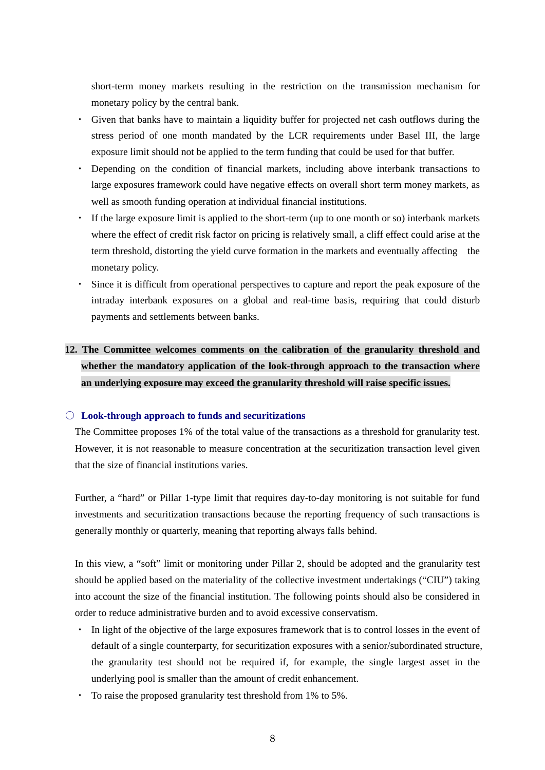short-term money markets resulting in the restriction on the transmission mechanism for monetary policy by the central bank.

- Given that banks have to maintain a liquidity buffer for projected net cash outflows during the stress period of one month mandated by the LCR requirements under Basel III, the large exposure limit should not be applied to the term funding that could be used for that buffer.
- Depending on the condition of financial markets, including above interbank transactions to large exposures framework could have negative effects on overall short term money markets, as well as smooth funding operation at individual financial institutions.
- If the large exposure limit is applied to the short-term (up to one month or so) interbank markets where the effect of credit risk factor on pricing is relatively small, a cliff effect could arise at the term threshold, distorting the yield curve formation in the markets and eventually affecting the monetary policy.
- Since it is difficult from operational perspectives to capture and report the peak exposure of the intraday interbank exposures on a global and real-time basis, requiring that could disturb payments and settlements between banks.

**12. The Committee welcomes comments on the calibration of the granularity threshold and whether the mandatory application of the look-through approach to the transaction where an underlying exposure may exceed the granularity threshold will raise specific issues.**

### ○ Look-through approach to funds and securitizations

The Committee proposes 1% of the total value of the transactions as a threshold for granularity test. However, it is not reasonable to measure concentration at the securitization transaction level given that the size of financial institutions varies.

Further, a "hard" or Pillar 1-type limit that requires day-to-day monitoring is not suitable for fund investments and securitization transactions because the reporting frequency of such transactions is generally monthly or quarterly, meaning that reporting always falls behind.

In this view, a "soft" limit or monitoring under Pillar 2, should be adopted and the granularity test should be applied based on the materiality of the collective investment undertakings ("CIU") taking into account the size of the financial institution. The following points should also be considered in order to reduce administrative burden and to avoid excessive conservatism.

- In light of the objective of the large exposures framework that is to control losses in the event of default of a single counterparty, for securitization exposures with a senior/subordinated structure, the granularity test should not be required if, for example, the single largest asset in the underlying pool is smaller than the amount of credit enhancement.
- To raise the proposed granularity test threshold from 1% to 5%.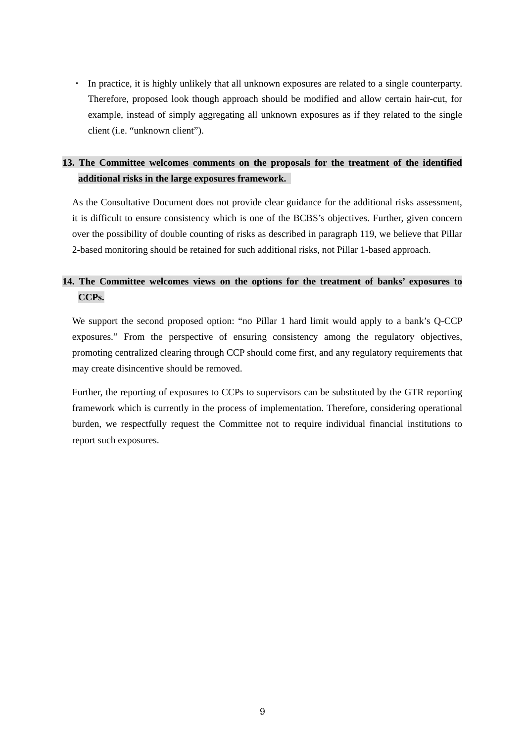- In practice, it is highly unlikely that all unknown exposures are related to a single counterparty. Therefore, proposed look though approach should be modified and allow certain hair-cut, for example, instead of simply aggregating all unknown exposures as if they related to the single client (i.e. "unknown client").

**13. The Committee welcomes comments on the proposals for the treatment of the identified additional risks in the large exposures framework.**

As the Consultative Document does not provide clear guidance for the additional risks assessment, it is difficult to ensure consistency which is one of the BCBS's objectives. Further, given concern over the possibility of double counting of risks as described in paragraph 119, we believe that Pillar 2-based monitoring should be retained for such additional risks, not Pillar 1-based approach.

**14. The Committee welcomes views on the options for the treatment of banks' exposures to CCPs.**

We support the second proposed option: "no Pillar 1 hard limit would apply to a bank's Q-CCP exposures." From the perspective of ensuring consistency among the regulatory objectives, promoting centralized clearing through CCP should come first, and any regulatory requirements that may create disincentive should be removed.

Further, the reporting of exposures to CCPs to supervisors can be substituted by the GTR reporting framework which is currently in the process of implementation. Therefore, considering operational burden, we respectfully request the Committee not to require individual financial institutions to report such exposures.